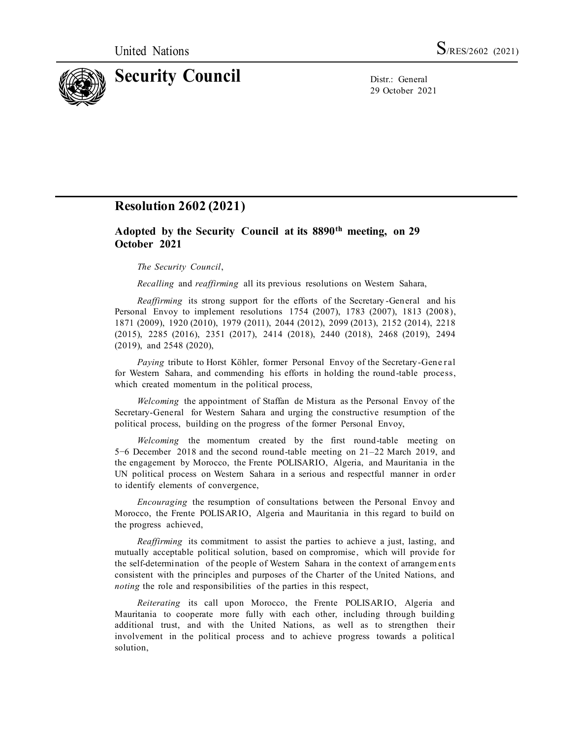United Nations S/RES/2602 (2021)

# Security Council

Distr.: General
29 October 2021

## Resolution 2602 (2021)

### Adopted by the Security Council at its 8890th meeting, on 29 October 2021

*The Security Council*,

*Recalling* and *reaffirming* all its previous resolutions on Western Sahara,

*Reaffirming* its strong support for the efforts of the Secretary-General and his Personal Envoy to implement resolutions 1754 (2007), 1783 (2007), 1813 (2008), 1871 (2009), 1920 (2010), 1979 (2011), 2044 (2012), 2099 (2013), 2152 (2014), 2218 (2015), 2285 (2016), 2351 (2017), 2414 (2018), 2440 (2018), 2468 (2019), 2494 (2019), and 2548 (2020),

*Paying* tribute to Horst Köhler, former Personal Envoy of the Secretary-General for Western Sahara, and commending his efforts in holding the round-table process, which created momentum in the political process,

*Welcoming* the appointment of Staffan de Mistura as the Personal Envoy of the Secretary-General for Western Sahara and urging the constructive resumption of the political process, building on the progress of the former Personal Envoy,

*Welcoming* the momentum created by the first round-table meeting on 5−6 December 2018 and the second round-table meeting on 21–22 March 2019, and the engagement by Morocco, the Frente POLISARIO, Algeria, and Mauritania in the UN political process on Western Sahara in a serious and respectful manner in order to identify elements of convergence,

*Encouraging* the resumption of consultations between the Personal Envoy and Morocco, the Frente POLISARIO, Algeria and Mauritania in this regard to build on the progress achieved,

*Reaffirming* its commitment to assist the parties to achieve a just, lasting, and mutually acceptable political solution, based on compromise, which will provide for the self-determination of the people of Western Sahara in the context of arrangements consistent with the principles and purposes of the Charter of the United Nations, and *noting* the role and responsibilities of the parties in this respect,

*Reiterating* its call upon Morocco, the Frente POLISARIO, Algeria and Mauritania to cooperate more fully with each other, including through building additional trust, and with the United Nations, as well as to strengthen their involvement in the political process and to achieve progress towards a political solution,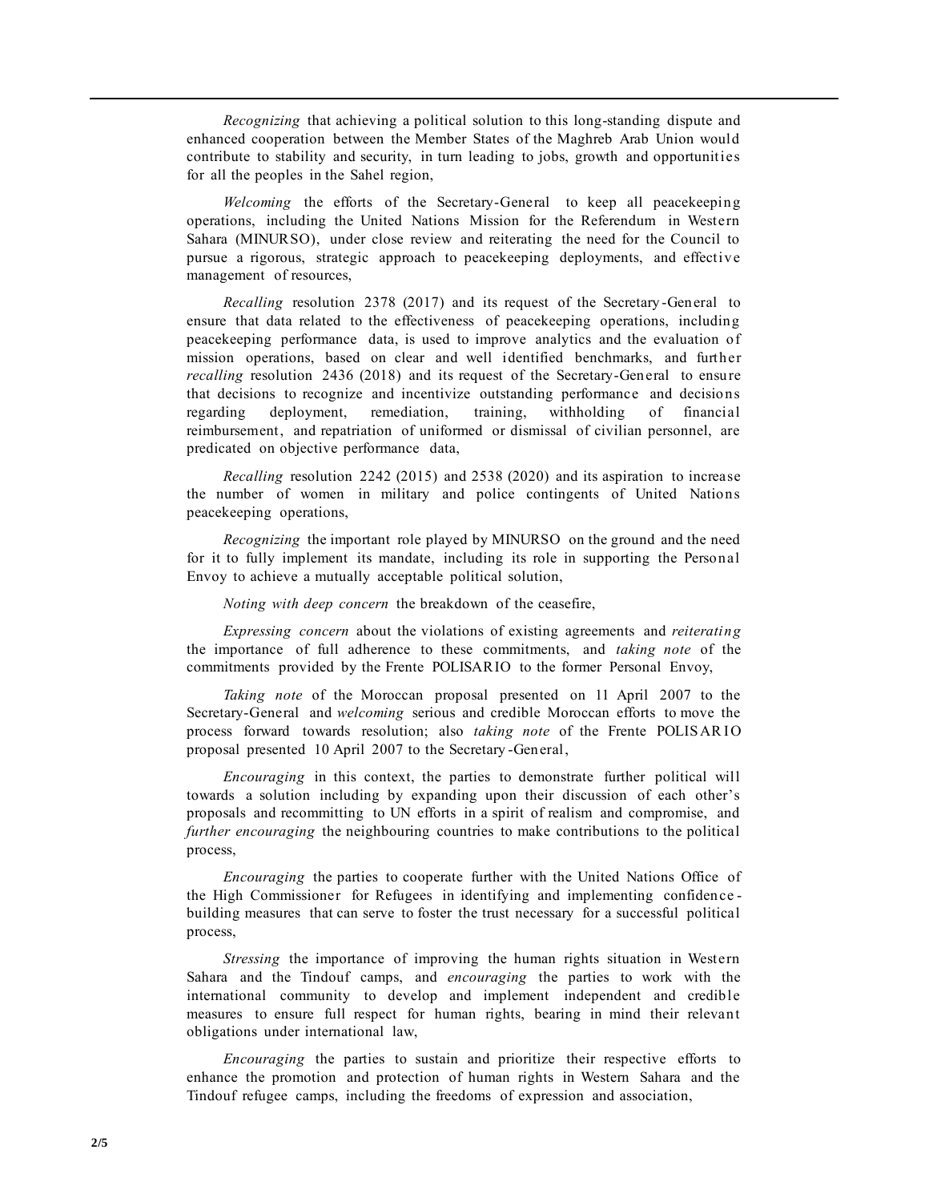*Recognizing* that achieving a political solution to this long-standing dispute and enhanced cooperation between the Member States of the Maghreb Arab Union would contribute to stability and security, in turn leading to jobs, growth and opportunities for all the peoples in the Sahel region,

*Welcoming* the efforts of the Secretary-General to keep all peacekeeping operations, including the United Nations Mission for the Referendum in Western Sahara (MINURSO), under close review and reiterating the need for the Council to pursue a rigorous, strategic approach to peacekeeping deployments, and effective management of resources,

*Recalling* resolution 2378 (2017) and its request of the Secretary-General to ensure that data related to the effectiveness of peacekeeping operations, including peacekeeping performance data, is used to improve analytics and the evaluation of mission operations, based on clear and well identified benchmarks, and further *recalling* resolution 2436 (2018) and its request of the Secretary-General to ensure that decisions to recognize and incentivize outstanding performance and decisions regarding deployment, remediation, training, withholding of financial reimbursement, and repatriation of uniformed or dismissal of civilian personnel, are predicated on objective performance data,

*Recalling* resolution 2242 (2015) and 2538 (2020) and its aspiration to increase the number of women in military and police contingents of United Nations peacekeeping operations,

*Recognizing* the important role played by MINURSO on the ground and the need for it to fully implement its mandate, including its role in supporting the Personal Envoy to achieve a mutually acceptable political solution,

*Noting with deep concern* the breakdown of the ceasefire,

*Expressing concern* about the violations of existing agreements and *reiterating* the importance of full adherence to these commitments, and *taking note* of the commitments provided by the Frente POLISARIO to the former Personal Envoy,

*Taking note* of the Moroccan proposal presented on 11 April 2007 to the Secretary-General and *welcoming* serious and credible Moroccan efforts to move the process forward towards resolution; also *taking note* of the Frente POLISARIO proposal presented 10 April 2007 to the Secretary-General,

*Encouraging* in this context, the parties to demonstrate further political will towards a solution including by expanding upon their discussion of each other's proposals and recommitting to UN efforts in a spirit of realism and compromise, and *further encouraging* the neighbouring countries to make contributions to the political process,

*Encouraging* the parties to cooperate further with the United Nations Office of the High Commissioner for Refugees in identifying and implementing confidence-building measures that can serve to foster the trust necessary for a successful political process,

*Stressing* the importance of improving the human rights situation in Western Sahara and the Tindouf camps, and *encouraging* the parties to work with the international community to develop and implement independent and credible measures to ensure full respect for human rights, bearing in mind their relevant obligations under international law,

*Encouraging* the parties to sustain and prioritize their respective efforts to enhance the promotion and protection of human rights in Western Sahara and the Tindouf refugee camps, including the freedoms of expression and association,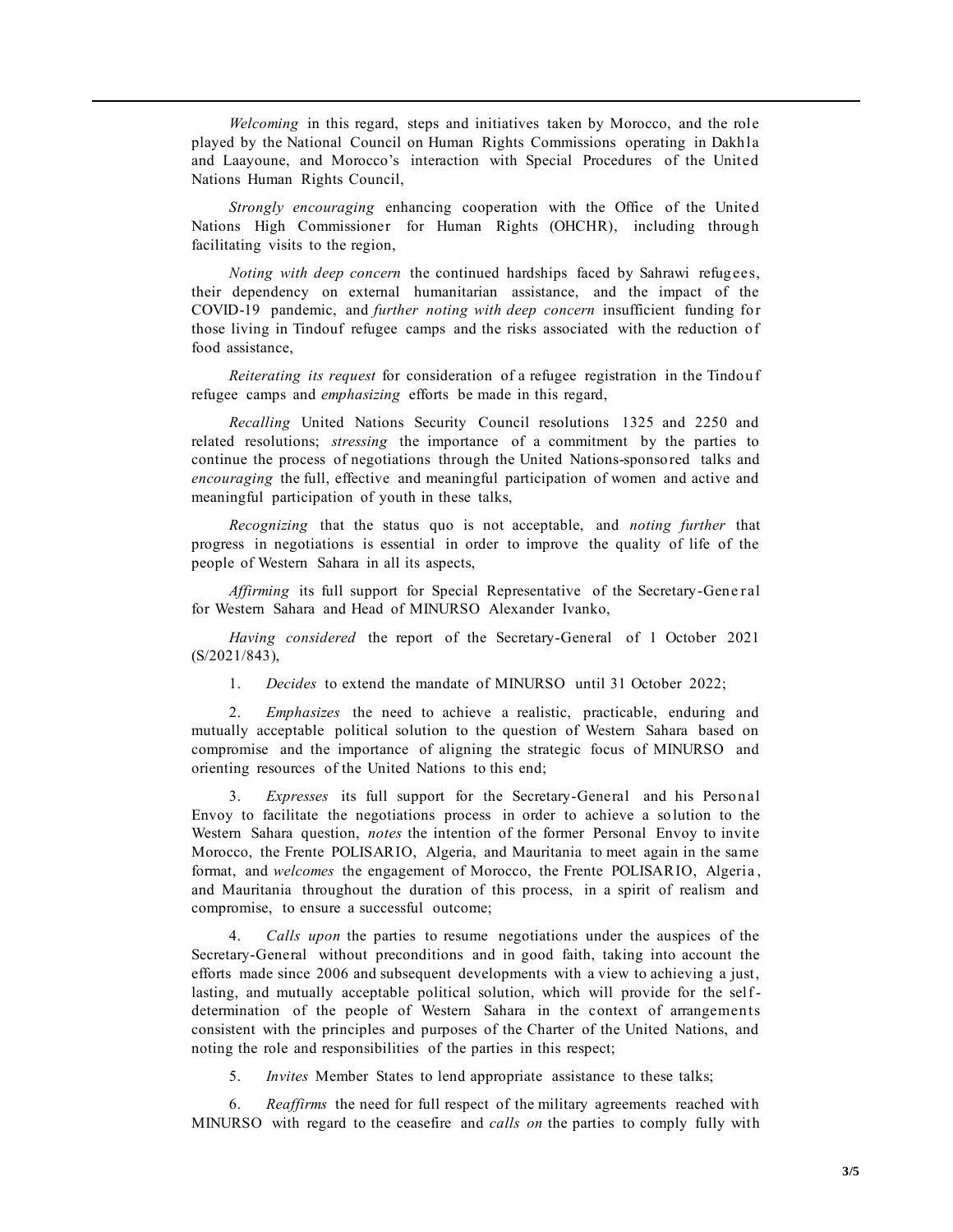*Welcoming* in this regard, steps and initiatives taken by Morocco, and the role played by the National Council on Human Rights Commissions operating in Dakhla and Laayoune, and Morocco's interaction with Special Procedures of the United Nations Human Rights Council,

*Strongly encouraging* enhancing cooperation with the Office of the United Nations High Commissioner for Human Rights (OHCHR), including through facilitating visits to the region,

*Noting with deep concern* the continued hardships faced by Sahrawi refugees, their dependency on external humanitarian assistance, and the impact of the COVID-19 pandemic, and *further noting with deep concern* insufficient funding for those living in Tindouf refugee camps and the risks associated with the reduction of food assistance,

*Reiterating its request* for consideration of a refugee registration in the Tindouf refugee camps and *emphasizing* efforts be made in this regard,

*Recalling* United Nations Security Council resolutions 1325 and 2250 and related resolutions; *stressing* the importance of a commitment by the parties to continue the process of negotiations through the United Nations-sponsored talks and *encouraging* the full, effective and meaningful participation of women and active and meaningful participation of youth in these talks,

*Recognizing* that the status quo is not acceptable, and *noting further* that progress in negotiations is essential in order to improve the quality of life of the people of Western Sahara in all its aspects,

*Affirming* its full support for Special Representative of the Secretary-General for Western Sahara and Head of MINURSO Alexander Ivanko,

*Having considered* the report of the Secretary-General of 1 October 2021 (S/2021/843),

1. *Decides* to extend the mandate of MINURSO until 31 October 2022;

2. *Emphasizes* the need to achieve a realistic, practicable, enduring and mutually acceptable political solution to the question of Western Sahara based on compromise and the importance of aligning the strategic focus of MINURSO and orienting resources of the United Nations to this end;

3. *Expresses* its full support for the Secretary-General and his Personal Envoy to facilitate the negotiations process in order to achieve a solution to the Western Sahara question, *notes* the intention of the former Personal Envoy to invite Morocco, the Frente POLISARIO, Algeria, and Mauritania to meet again in the same format, and *welcomes* the engagement of Morocco, the Frente POLISARIO, Algeria, and Mauritania throughout the duration of this process, in a spirit of realism and compromise, to ensure a successful outcome;

4. *Calls upon* the parties to resume negotiations under the auspices of the Secretary-General without preconditions and in good faith, taking into account the efforts made since 2006 and subsequent developments with a view to achieving a just, lasting, and mutually acceptable political solution, which will provide for the self-determination of the people of Western Sahara in the context of arrangements consistent with the principles and purposes of the Charter of the United Nations, and noting the role and responsibilities of the parties in this respect;

5. *Invites* Member States to lend appropriate assistance to these talks;

6. *Reaffirms* the need for full respect of the military agreements reached with MINURSO with regard to the ceasefire and *calls on* the parties to comply fully with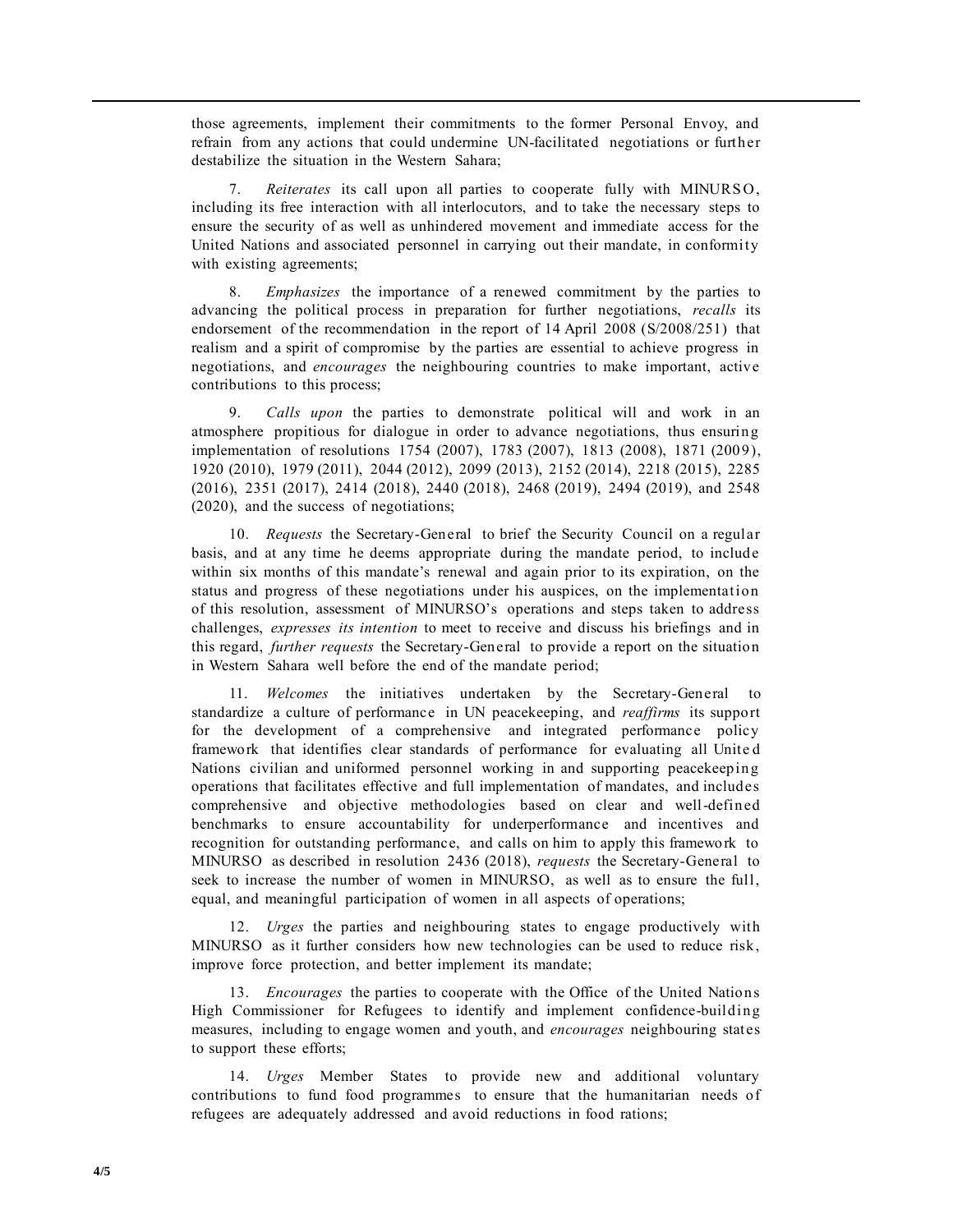those agreements, implement their commitments to the former Personal Envoy, and refrain from any actions that could undermine UN-facilitated negotiations or further destabilize the situation in the Western Sahara;

7. *Reiterates* its call upon all parties to cooperate fully with MINURSO, including its free interaction with all interlocutors, and to take the necessary steps to ensure the security of as well as unhindered movement and immediate access for the United Nations and associated personnel in carrying out their mandate, in conformity with existing agreements;

8. *Emphasizes* the importance of a renewed commitment by the parties to advancing the political process in preparation for further negotiations, *recalls* its endorsement of the recommendation in the report of 14 April 2008 (S/2008/251) that realism and a spirit of compromise by the parties are essential to achieve progress in negotiations, and *encourages* the neighbouring countries to make important, active contributions to this process;

9. *Calls upon* the parties to demonstrate political will and work in an atmosphere propitious for dialogue in order to advance negotiations, thus ensuring implementation of resolutions 1754 (2007), 1783 (2007), 1813 (2008), 1871 (2009), 1920 (2010), 1979 (2011), 2044 (2012), 2099 (2013), 2152 (2014), 2218 (2015), 2285 (2016), 2351 (2017), 2414 (2018), 2440 (2018), 2468 (2019), 2494 (2019), and 2548 (2020), and the success of negotiations;

10. *Requests* the Secretary-General to brief the Security Council on a regular basis, and at any time he deems appropriate during the mandate period, to include within six months of this mandate's renewal and again prior to its expiration, on the status and progress of these negotiations under his auspices, on the implementation of this resolution, assessment of MINURSO's operations and steps taken to address challenges, *expresses its intention* to meet to receive and discuss his briefings and in this regard, *further requests* the Secretary-General to provide a report on the situation in Western Sahara well before the end of the mandate period;

11. *Welcomes* the initiatives undertaken by the Secretary-General to standardize a culture of performance in UN peacekeeping, and *reaffirms* its support for the development of a comprehensive and integrated performance policy framework that identifies clear standards of performance for evaluating all United Nations civilian and uniformed personnel working in and supporting peacekeeping operations that facilitates effective and full implementation of mandates, and includes comprehensive and objective methodologies based on clear and well-defined benchmarks to ensure accountability for underperformance and incentives and recognition for outstanding performance, and calls on him to apply this framework to MINURSO as described in resolution 2436 (2018), *requests* the Secretary-General to seek to increase the number of women in MINURSO, as well as to ensure the full, equal, and meaningful participation of women in all aspects of operations;

12. *Urges* the parties and neighbouring states to engage productively with MINURSO as it further considers how new technologies can be used to reduce risk, improve force protection, and better implement its mandate;

13. *Encourages* the parties to cooperate with the Office of the United Nations High Commissioner for Refugees to identify and implement confidence-building measures, including to engage women and youth, and *encourages* neighbouring states to support these efforts;

14. *Urges* Member States to provide new and additional voluntary contributions to fund food programmes to ensure that the humanitarian needs of refugees are adequately addressed and avoid reductions in food rations;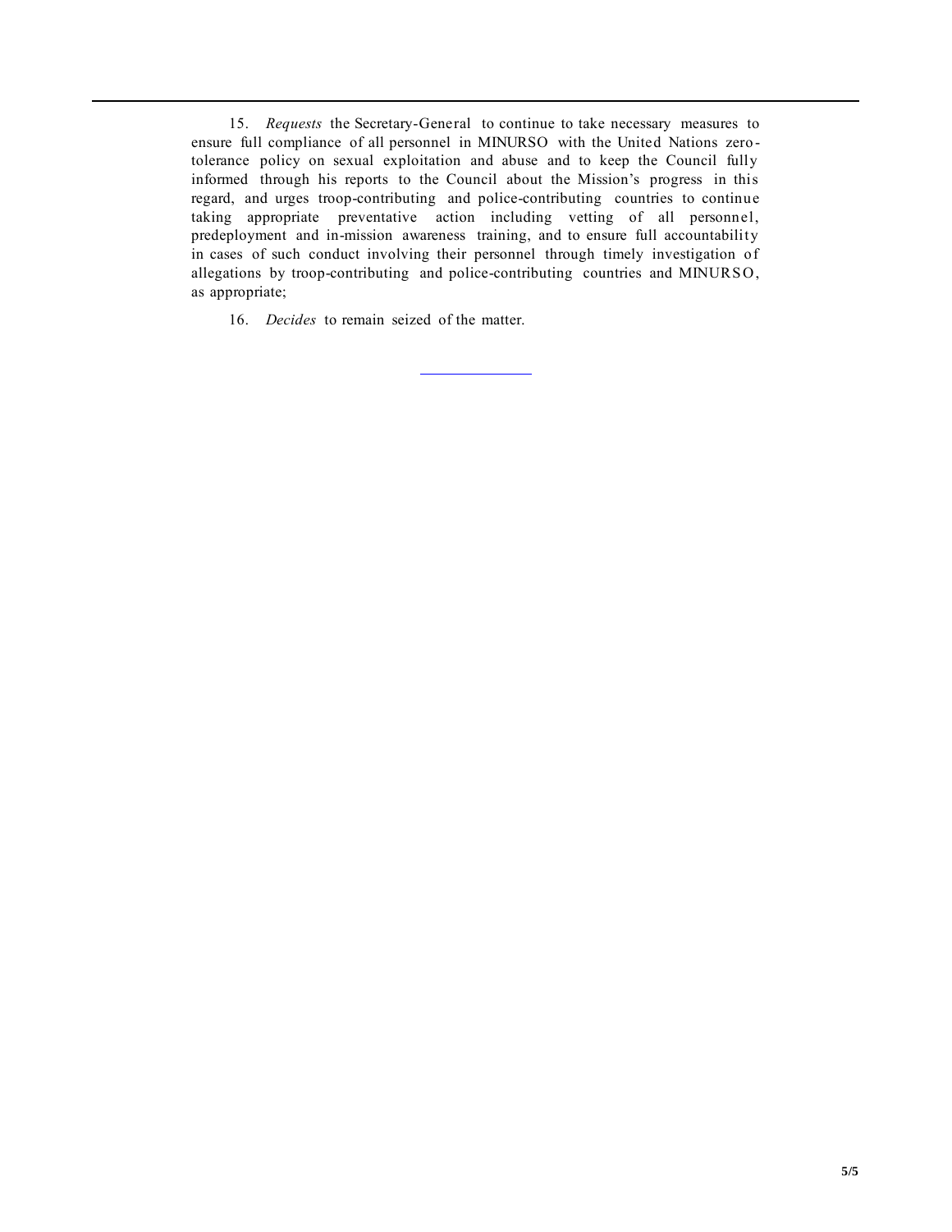15. *Requests* the Secretary-General to continue to take necessary measures to ensure full compliance of all personnel in MINURSO with the United Nations zero-tolerance policy on sexual exploitation and abuse and to keep the Council fully informed through his reports to the Council about the Mission's progress in this regard, and urges troop-contributing and police-contributing countries to continue taking appropriate preventative action including vetting of all personnel, predeployment and in-mission awareness training, and to ensure full accountability in cases of such conduct involving their personnel through timely investigation of allegations by troop-contributing and police-contributing countries and MINURSO, as appropriate;

16. *Decides* to remain seized of the matter.

---